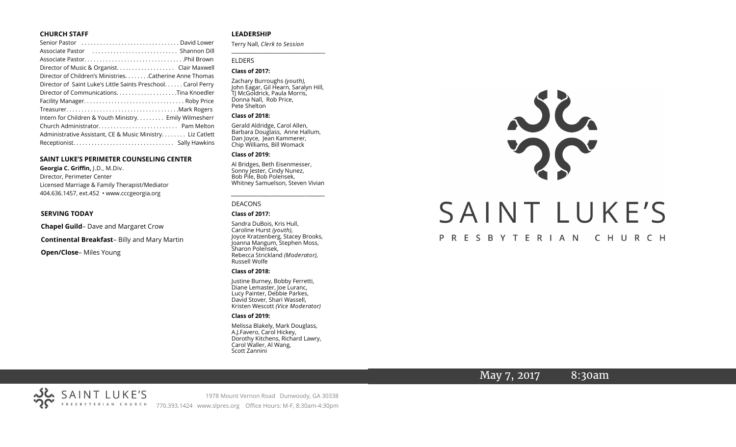## CHURCH STAFF

| | |
|---|---|
| Senior Pastor | David Lower |
| Associate Pastor | Shannon Dill |
| Associate Pastor | Phil Brown |
| Director of Music & Organist | Clair Maxwell |
| Director of Children's Ministries | Catherine Anne Thomas |
| Director of Saint Luke's Little Saints Preschool | Carol Perry |
| Director of Communications | Tina Knoedler |
| Facility Manager | Roby Price |
| Treasurer | Mark Rogers |
| Intern for Children & Youth Ministry | Emily Wilmesherr |
| Church Administrator | Pam Melton |
| Administrative Assistant, CE & Music Ministry | Liz Catlett |
| Receptionist | Sally Hawkins |

## SAINT LUKE'S PERIMETER COUNSELING CENTER

**Georgia C. Griffin,** J.D., M.Div.
Director, Perimeter Center
Licensed Marriage & Family Therapist/Mediator
404.636.1457, ext.452 • www.cccgeorgia.org

## SERVING TODAY

**Chapel Guild**– Dave and Margaret Crow

**Continental Breakfast**– Billy and Mary Martin

**Open/Close**– Miles Young

## LEADERSHIP

Terry Nall, *Clerk to Session*

ELDERS

**Class of 2017:**

Zachary Burroughs *(youth),* John Eagar, Gil Hearn, Saralyn Hill, TJ McGoldrick, Paula Morris, Donna Nall, Rob Price, Pete Shelton

**Class of 2018:**

Gerald Aldridge, Carol Allen, Barbara Douglass, Anne Hallum, Dan Joyce, Jean Kammerer, Chip Williams, Bill Womack

**Class of 2019:**

Al Bridges, Beth Eisenmesser, Sonny Jester, Cindy Nunez, Bob Pile, Bob Polensek, Whitney Samuelson, Steven Vivian

DEACONS

**Class of 2017:**

Sandra DuBois, Kris Hull, Caroline Hurst *(youth),* Joyce Kratzenberg, Stacey Brooks, Joanna Mangum, Stephen Moss, Sharon Polensek, Rebecca Strickland *(Moderator),* Russell Wolfe

**Class of 2018:**

Justine Burney, Bobby Ferretti, Diane Lemaster, Joe Luranc, Lucy Painter, Debbie Parkes, David Stover, Shari Wassell, Kristen Wescott *(Vice Moderator)*

**Class of 2019:**

Melissa Blakely, Mark Douglass, A.J.Favero, Carol Hickey, Dorothy Kitchens, Richard Lawry, Carol Waller, Al Wang, Scott Zannini

# SAINT LUKE'S
PRESBYTERIAN CHURCH

May 7, 2017 8:30am

SAINT LUKE'S PRESBYTERIAN CHURCH
1978 Mount Vernon Road Dunwoody, GA 30338
770.393.1424 www.slpres.org Office Hours: M-F, 8:30am-4:30pm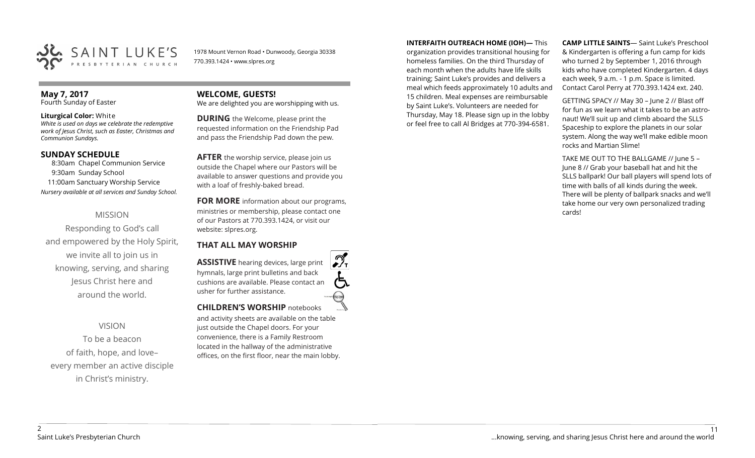SAINT LUKE'S PRESBYTERIAN CHURCH

1978 Mount Vernon Road • Dunwoody, Georgia 30338
770.393.1424 • www.slpres.org

**May 7, 2017**
Fourth Sunday of Easter

**Liturgical Color:** White
*White is used on days we celebrate the redemptive work of Jesus Christ, such as Easter, Christmas and Communion Sundays.*

## SUNDAY SCHEDULE

8:30am Chapel Communion Service
9:30am Sunday School
11:00am Sanctuary Worship Service
*Nursery available at all services and Sunday School.*

MISSION

Responding to God's call and empowered by the Holy Spirit, we invite all to join us in knowing, serving, and sharing Jesus Christ here and around the world.

VISION

To be a beacon of faith, hope, and love– every member an active disciple in Christ's ministry.

## WELCOME, GUESTS!

We are delighted you are worshipping with us.

**DURING** the Welcome, please print the requested information on the Friendship Pad and pass the Friendship Pad down the pew.

**AFTER** the worship service, please join us outside the Chapel where our Pastors will be available to answer questions and provide you with a loaf of freshly-baked bread.

**FOR MORE** information about our programs, ministries or membership, please contact one of our Pastors at 770.393.1424, or visit our website: slpres.org.

## THAT ALL MAY WORSHIP

**ASSISTIVE** hearing devices, large print hymnals, large print bulletins and back cushions are available. Please contact an usher for further assistance.

**CHILDREN'S WORSHIP** notebooks and activity sheets are available on the table just outside the Chapel doors. For your convenience, there is a Family Restroom located in the hallway of the administrative offices, on the first floor, near the main lobby.

**INTERFAITH OUTREACH HOME (IOH)—** This organization provides transitional housing for homeless families. On the third Thursday of each month when the adults have life skills training; Saint Luke's provides and delivers a meal which feeds approximately 10 adults and 15 children. Meal expenses are reimbursable by Saint Luke's. Volunteers are needed for Thursday, May 18. Please sign up in the lobby or feel free to call Al Bridges at 770-394-6581.

**CAMP LITTLE SAINTS**— Saint Luke's Preschool & Kindergarten is offering a fun camp for kids who turned 2 by September 1, 2016 through kids who have completed Kindergarten. 4 days each week, 9 a.m. - 1 p.m. Space is limited. Contact Carol Perry at 770.393.1424 ext. 240.

GETTING SPACY // May 30 – June 2 // Blast off for fun as we learn what it takes to be an astronaut! We'll suit up and climb aboard the SLLS Spaceship to explore the planets in our solar system. Along the way we'll make edible moon rocks and Martian Slime!

TAKE ME OUT TO THE BALLGAME // June 5 – June 8 // Grab your baseball hat and hit the SLLS ballpark! Our ball players will spend lots of time with balls of all kinds during the week. There will be plenty of ballpark snacks and we'll take home our very own personalized trading cards!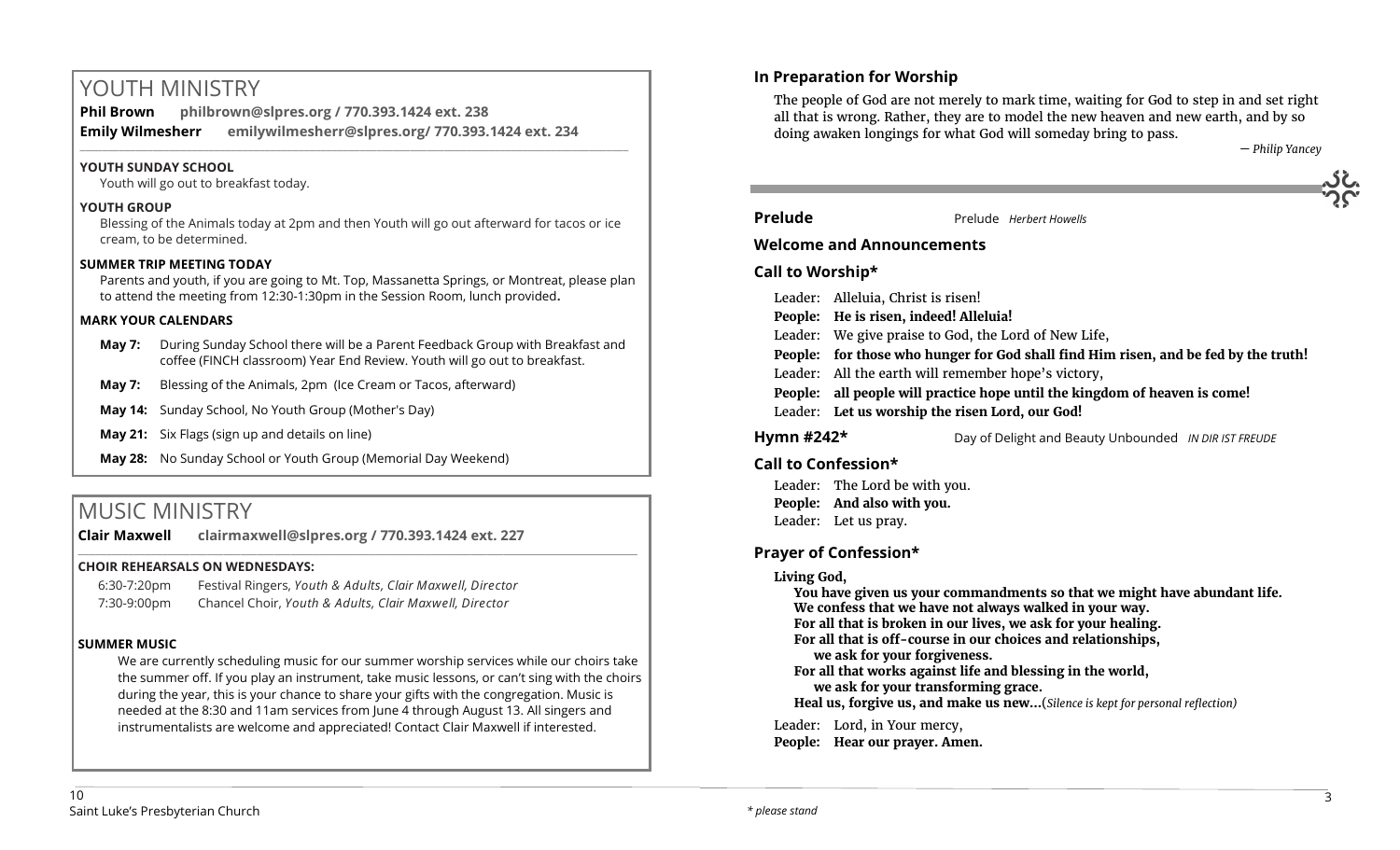# YOUTH MINISTRY

**Phil Brown** **philbrown@slpres.org / 770.393.1424 ext. 238**

**Emily Wilmesherr** **emilywilmesherr@slpres.org/ 770.393.1424 ext. 234**

### YOUTH SUNDAY SCHOOL

Youth will go out to breakfast today.

### YOUTH GROUP

Blessing of the Animals today at 2pm and then Youth will go out afterward for tacos or ice cream, to be determined.

### SUMMER TRIP MEETING TODAY

Parents and youth, if you are going to Mt. Top, Massanetta Springs, or Montreat, please plan to attend the meeting from 12:30-1:30pm in the Session Room, lunch provided**.**

### MARK YOUR CALENDARS

- **May 7:** During Sunday School there will be a Parent Feedback Group with Breakfast and coffee (FINCH classroom) Year End Review. Youth will go out to breakfast.
- **May 7:** Blessing of the Animals, 2pm (Ice Cream or Tacos, afterward)
- **May 14:** Sunday School, No Youth Group (Mother's Day)
- **May 21:** Six Flags (sign up and details on line)
- **May 28:** No Sunday School or Youth Group (Memorial Day Weekend)

# MUSIC MINISTRY

**Clair Maxwell** **clairmaxwell@slpres.org / 770.393.1424 ext. 227**

### CHOIR REHEARSALS ON WEDNESDAYS:

6:30-7:20pm Festival Ringers, *Youth & Adults, Clair Maxwell, Director*

7:30-9:00pm Chancel Choir, *Youth & Adults, Clair Maxwell, Director*

### SUMMER MUSIC

We are currently scheduling music for our summer worship services while our choirs take the summer off. If you play an instrument, take music lessons, or can't sing with the choirs during the year, this is your chance to share your gifts with the congregation. Music is needed at the 8:30 and 11am services from June 4 through August 13. All singers and instrumentalists are welcome and appreciated! Contact Clair Maxwell if interested.

## In Preparation for Worship

The people of God are not merely to mark time, waiting for God to step in and set right all that is wrong. Rather, they are to model the new heaven and new earth, and by so doing awaken longings for what God will someday bring to pass.

*— Philip Yancey*

**Prelude** Prelude *Herbert Howells*

**Welcome and Announcements**

**Call to Worship\***

Leader: Alleluia, Christ is risen!

**People: He is risen, indeed! Alleluia!**

Leader: We give praise to God, the Lord of New Life,

**People: for those who hunger for God shall find Him risen, and be fed by the truth!**

Leader: All the earth will remember hope's victory,

**People: all people will practice hope until the kingdom of heaven is come!**

Leader: **Let us worship the risen Lord, our God!**

**Hymn #242\*** Day of Delight and Beauty Unbounded *IN DIR IST FREUDE*

**Call to Confession\***

Leader: The Lord be with you.

**People: And also with you.**

Leader: Let us pray.

**Prayer of Confession\***

**Living God,**
**You have given us your commandments so that we might have abundant life.**
**We confess that we have not always walked in your way.**
**For all that is broken in our lives, we ask for your healing.**
**For all that is off-course in our choices and relationships,**
**we ask for your forgiveness.**
**For all that works against life and blessing in the world,**
**we ask for your transforming grace.**
**Heal us, forgive us, and make us new…**(*Silence is kept for personal reflection)*

Leader: Lord, in Your mercy,

**People: Hear our prayer. Amen.**

*\* please stand*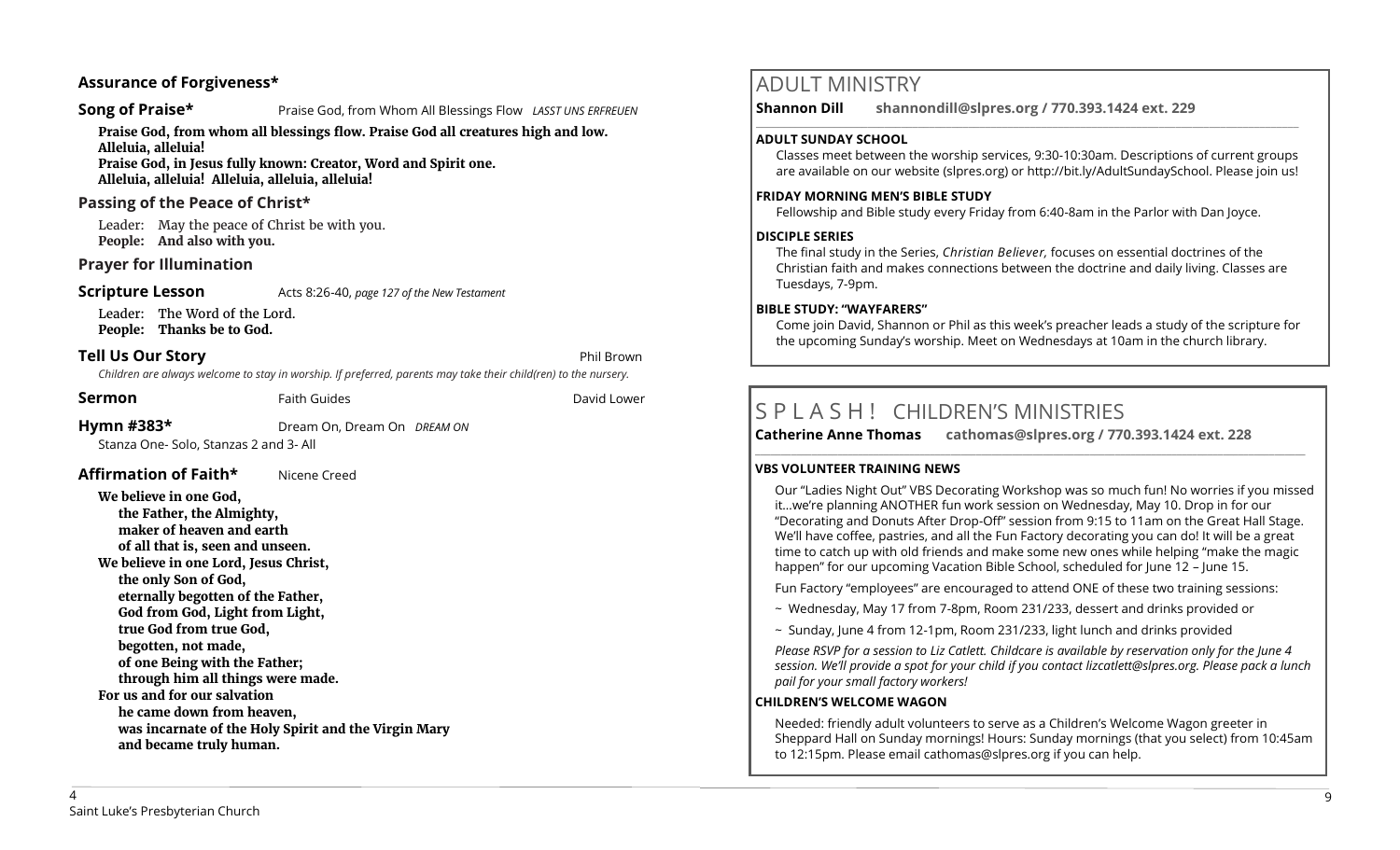**Assurance of Forgiveness***

**Song of Praise*** Praise God, from Whom All Blessings Flow *LASST UNS ERFREUEN*

**Praise God, from whom all blessings flow. Praise God all creatures high and low. Alleluia, alleluia!**
**Praise God, in Jesus fully known: Creator, Word and Spirit one.**
**Alleluia, alleluia! Alleluia, alleluia, alleluia!**

**Passing of the Peace of Christ***

Leader: May the peace of Christ be with you.
**People: And also with you.**

**Prayer for Illumination**

**Scripture Lesson** Acts 8:26-40, *page 127 of the New Testament*

Leader: The Word of the Lord.
**People: Thanks be to God.**

**Tell Us Our Story** Phil Brown

*Children are always welcome to stay in worship. If preferred, parents may take their child(ren) to the nursery.*

**Sermon** Faith Guides David Lower

**Hymn #383*** Dream On, Dream On *DREAM ON*

Stanza One- Solo, Stanzas 2 and 3- All

**Affirmation of Faith*** Nicene Creed

**We believe in one God,**
**the Father, the Almighty,**
**maker of heaven and earth**
**of all that is, seen and unseen.**
**We believe in one Lord, Jesus Christ,**
**the only Son of God,**
**eternally begotten of the Father,**
**God from God, Light from Light,**
**true God from true God,**
**begotten, not made,**
**of one Being with the Father;**
**through him all things were made.**
**For us and for our salvation**
**he came down from heaven,**
**was incarnate of the Holy Spirit and the Virgin Mary**
**and became truly human.**

# ADULT MINISTRY

**Shannon Dill shannondill@slpres.org / 770.393.1424 ext. 229**

**ADULT SUNDAY SCHOOL**

Classes meet between the worship services, 9:30-10:30am. Descriptions of current groups are available on our website (slpres.org) or http://bit.ly/AdultSundaySchool. Please join us!

**FRIDAY MORNING MEN'S BIBLE STUDY**

Fellowship and Bible study every Friday from 6:40-8am in the Parlor with Dan Joyce.

**DISCIPLE SERIES**

The final study in the Series, *Christian Believer,* focuses on essential doctrines of the Christian faith and makes connections between the doctrine and daily living. Classes are Tuesdays, 7-9pm.

**BIBLE STUDY: "WAYFARERS"**

Come join David, Shannon or Phil as this week's preacher leads a study of the scripture for the upcoming Sunday's worship. Meet on Wednesdays at 10am in the church library.

# S P L A S H ! CHILDREN'S MINISTRIES

**Catherine Anne Thomas cathomas@slpres.org / 770.393.1424 ext. 228**

**VBS VOLUNTEER TRAINING NEWS**

Our "Ladies Night Out" VBS Decorating Workshop was so much fun! No worries if you missed it…we're planning ANOTHER fun work session on Wednesday, May 10. Drop in for our "Decorating and Donuts After Drop-Off" session from 9:15 to 11am on the Great Hall Stage. We'll have coffee, pastries, and all the Fun Factory decorating you can do! It will be a great time to catch up with old friends and make some new ones while helping "make the magic happen" for our upcoming Vacation Bible School, scheduled for June 12 – June 15.

Fun Factory "employees" are encouraged to attend ONE of these two training sessions:

~ Wednesday, May 17 from 7-8pm, Room 231/233, dessert and drinks provided or

~ Sunday, June 4 from 12-1pm, Room 231/233, light lunch and drinks provided

*Please RSVP for a session to Liz Catlett. Childcare is available by reservation only for the June 4 session. We'll provide a spot for your child if you contact lizcatlett@slpres.org. Please pack a lunch pail for your small factory workers!*

**CHILDREN'S WELCOME WAGON**

Needed: friendly adult volunteers to serve as a Children's Welcome Wagon greeter in Sheppard Hall on Sunday mornings! Hours: Sunday mornings (that you select) from 10:45am to 12:15pm. Please email cathomas@slpres.org if you can help.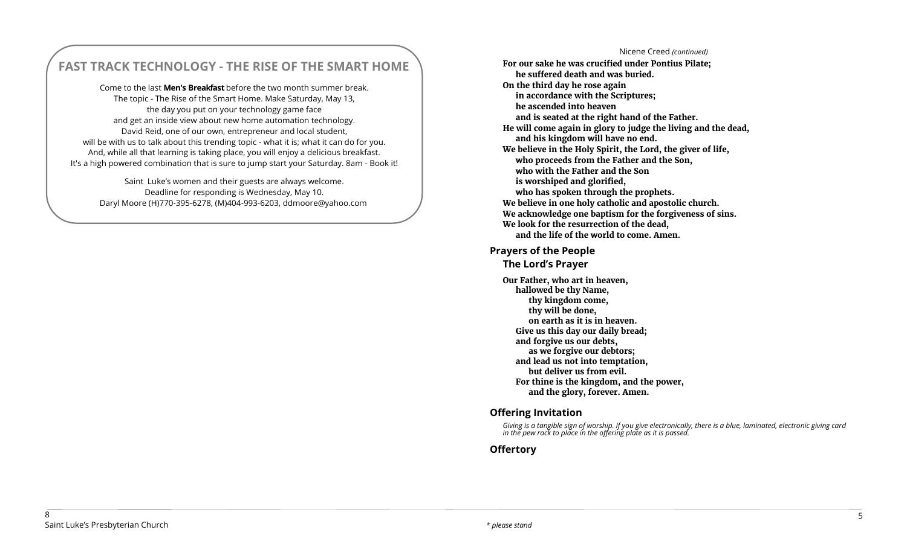## FAST TRACK TECHNOLOGY - THE RISE OF THE SMART HOME

Come to the last **Men's Breakfast** before the two month summer break.
The topic - The Rise of the Smart Home. Make Saturday, May 13,
the day you put on your technology game face
and get an inside view about new home automation technology.
David Reid, one of our own, entrepreneur and local student,
will be with us to talk about this trending topic - what it is; what it can do for you.
And, while all that learning is taking place, you will enjoy a delicious breakfast.
It's a high powered combination that is sure to jump start your Saturday. 8am - Book it!

Saint Luke's women and their guests are always welcome.
Deadline for responding is Wednesday, May 10.
Daryl Moore (H)770-395-6278, (M)404-993-6203, ddmoore@yahoo.com

Nicene Creed *(continued)*

**For our sake he was crucified under Pontius Pilate;**
**he suffered death and was buried.**
**On the third day he rose again**
**in accordance with the Scriptures;**
**he ascended into heaven**
**and is seated at the right hand of the Father.**
**He will come again in glory to judge the living and the dead,**
**and his kingdom will have no end.**
**We believe in the Holy Spirit, the Lord, the giver of life,**
**who proceeds from the Father and the Son,**
**who with the Father and the Son**
**is worshiped and glorified,**
**who has spoken through the prophets.**
**We believe in one holy catholic and apostolic church.**
**We acknowledge one baptism for the forgiveness of sins.**
**We look for the resurrection of the dead,**
**and the life of the world to come. Amen.**

### Prayers of the People

#### The Lord's Prayer

**Our Father, who art in heaven,**
**hallowed be thy Name,**
**thy kingdom come,**
**thy will be done,**
**on earth as it is in heaven.**
**Give us this day our daily bread;**
**and forgive us our debts,**
**as we forgive our debtors;**
**and lead us not into temptation,**
**but deliver us from evil.**
**For thine is the kingdom, and the power,**
**and the glory, forever. Amen.**

### Offering Invitation

*Giving is a tangible sign of worship. If you give electronically, there is a blue, laminated, electronic giving card in the pew rack to place in the offering plate as it is passed.*

### Offertory

*\* please stand*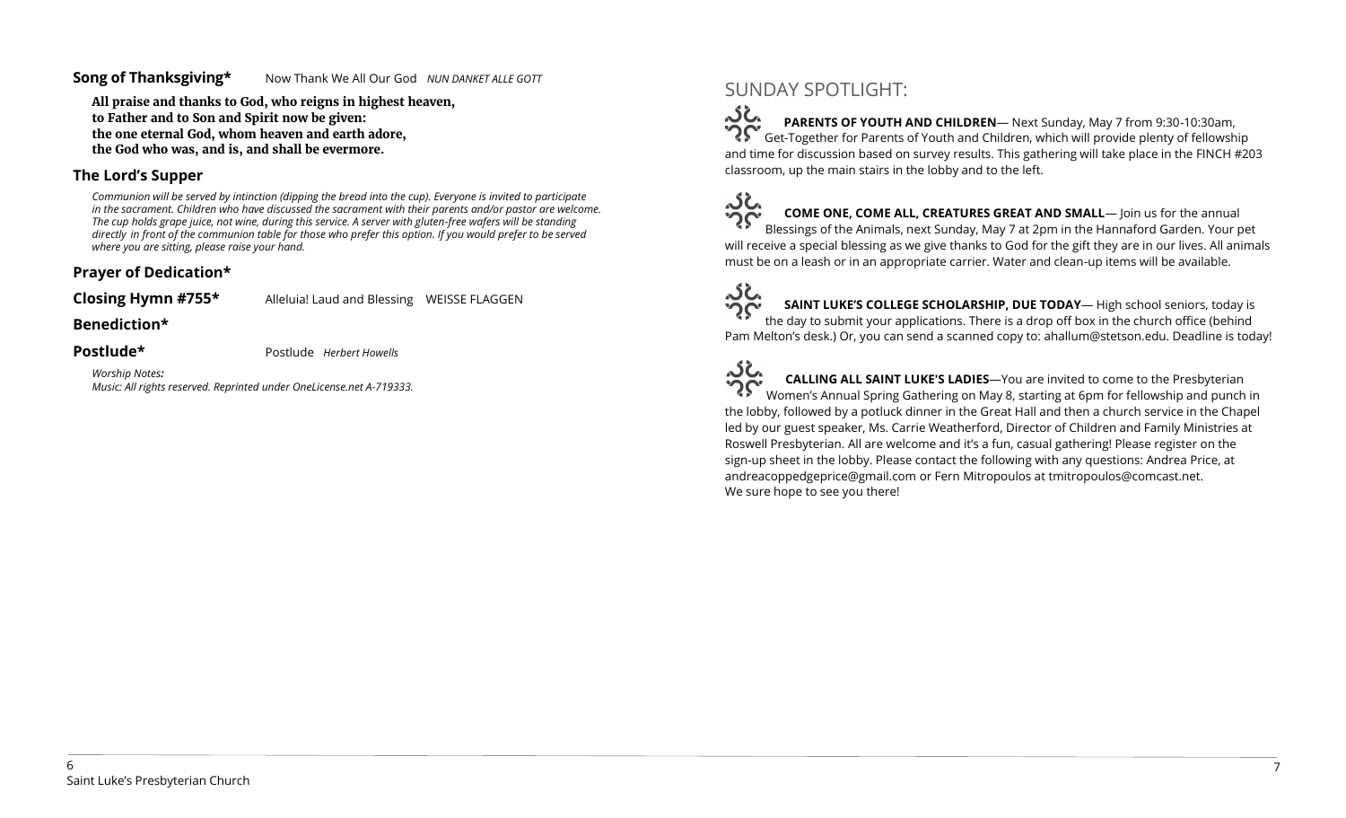**Song of Thanksgiving*** Now Thank We All Our God *NUN DANKET ALLE GOTT*

**All praise and thanks to God, who reigns in highest heaven,**
**to Father and to Son and Spirit now be given:**
**the one eternal God, whom heaven and earth adore,**
**the God who was, and is, and shall be evermore.**

## The Lord's Supper

*Communion will be served by intinction (dipping the bread into the cup). Everyone is invited to participate in the sacrament. Children who have discussed the sacrament with their parents and/or pastor are welcome. The cup holds grape juice, not wine, during this service. A server with gluten-free wafers will be standing directly in front of the communion table for those who prefer this option. If you would prefer to be served where you are sitting, please raise your hand.*

## Prayer of Dedication*

**Closing Hymn #755*** Alleluia! Laud and Blessing WEISSE FLAGGEN

## Benediction*

**Postlude*** Postlude *Herbert Howells*

*Worship Notes:*
*Music: All rights reserved. Reprinted under OneLicense.net A-719333.*

# SUNDAY SPOTLIGHT:

**PARENTS OF YOUTH AND CHILDREN**— Next Sunday, May 7 from 9:30-10:30am, Get-Together for Parents of Youth and Children, which will provide plenty of fellowship and time for discussion based on survey results. This gathering will take place in the FINCH #203 classroom, up the main stairs in the lobby and to the left.

**COME ONE, COME ALL, CREATURES GREAT AND SMALL**— Join us for the annual Blessings of the Animals, next Sunday, May 7 at 2pm in the Hannaford Garden. Your pet will receive a special blessing as we give thanks to God for the gift they are in our lives. All animals must be on a leash or in an appropriate carrier. Water and clean-up items will be available.

**SAINT LUKE'S COLLEGE SCHOLARSHIP, DUE TODAY**— High school seniors, today is the day to submit your applications. There is a drop off box in the church office (behind Pam Melton's desk.) Or, you can send a scanned copy to: ahallum@stetson.edu. Deadline is today!

**CALLING ALL SAINT LUKE'S LADIES**—You are invited to come to the Presbyterian Women's Annual Spring Gathering on May 8, starting at 6pm for fellowship and punch in the lobby, followed by a potluck dinner in the Great Hall and then a church service in the Chapel led by our guest speaker, Ms. Carrie Weatherford, Director of Children and Family Ministries at Roswell Presbyterian. All are welcome and it's a fun, casual gathering! Please register on the sign-up sheet in the lobby. Please contact the following with any questions: Andrea Price, at andreacoppedgeprice@gmail.com or Fern Mitropoulos at tmitropoulos@comcast.net. We sure hope to see you there!